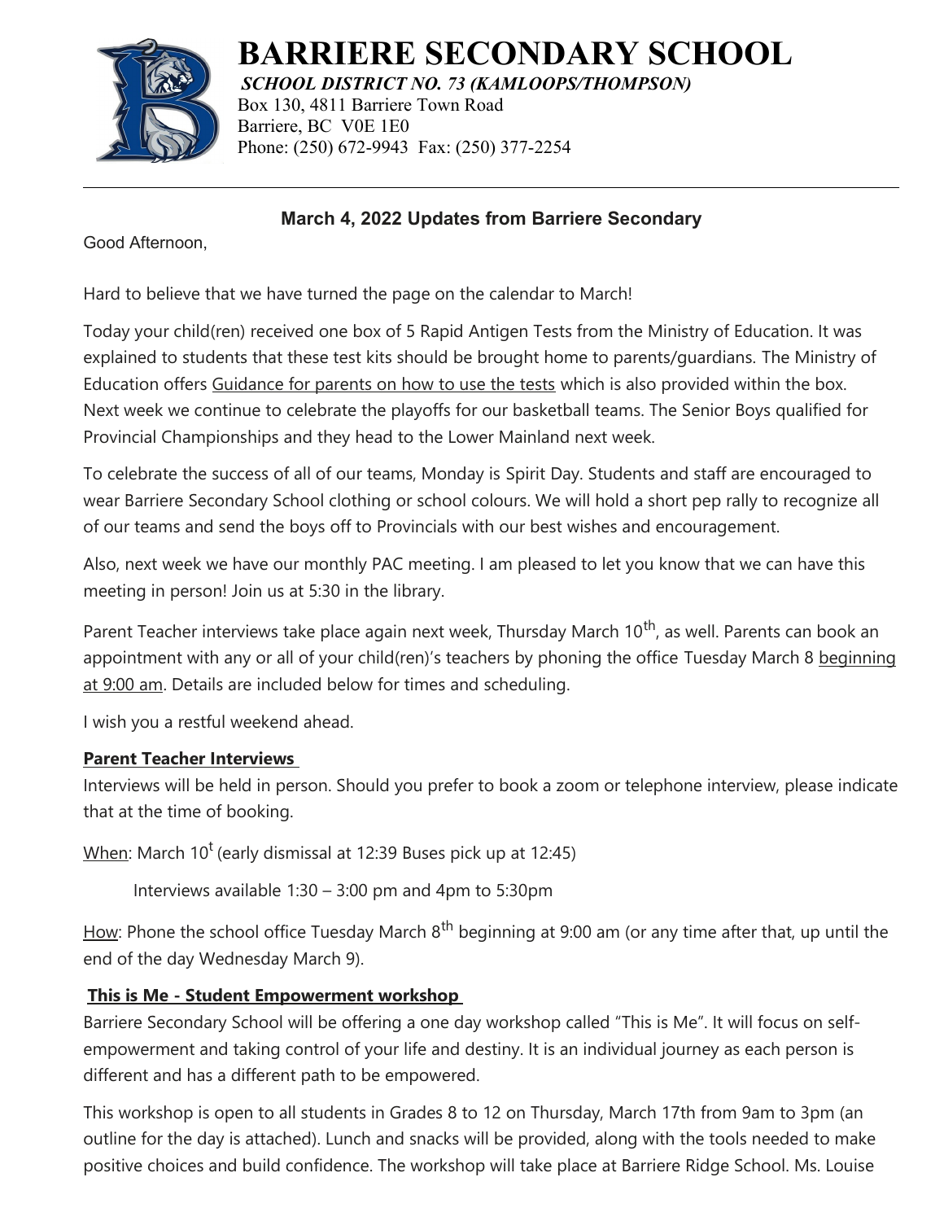# BARRIERE SECONDARY SCHOOL

***SCHOOL DISTRICT NO. 73 (KAMLOOPS/THOMPSON)***

Box 130, 4811 Barriere Town Road
Barriere, BC V0E 1E0
Phone: (250) 672-9943 Fax: (250) 377-2254

---

### March 4, 2022 Updates from Barriere Secondary

Good Afternoon,

Hard to believe that we have turned the page on the calendar to March!

Today your child(ren) received one box of 5 Rapid Antigen Tests from the Ministry of Education. It was explained to students that these test kits should be brought home to parents/guardians. The Ministry of Education offers Guidance for parents on how to use the tests which is also provided within the box. Next week we continue to celebrate the playoffs for our basketball teams. The Senior Boys qualified for Provincial Championships and they head to the Lower Mainland next week.

To celebrate the success of all of our teams, Monday is Spirit Day. Students and staff are encouraged to wear Barriere Secondary School clothing or school colours. We will hold a short pep rally to recognize all of our teams and send the boys off to Provincials with our best wishes and encouragement.

Also, next week we have our monthly PAC meeting. I am pleased to let you know that we can have this meeting in person! Join us at 5:30 in the library.

Parent Teacher interviews take place again next week, Thursday March 10th, as well. Parents can book an appointment with any or all of your child(ren)'s teachers by phoning the office Tuesday March 8 beginning at 9:00 am. Details are included below for times and scheduling.

I wish you a restful weekend ahead.

**Parent Teacher Interviews**

Interviews will be held in person. Should you prefer to book a zoom or telephone interview, please indicate that at the time of booking.

When: March 10t (early dismissal at 12:39 Buses pick up at 12:45)

Interviews available 1:30 – 3:00 pm and 4pm to 5:30pm

How: Phone the school office Tuesday March 8th beginning at 9:00 am (or any time after that, up until the end of the day Wednesday March 9).

**This is Me - Student Empowerment workshop**

Barriere Secondary School will be offering a one day workshop called "This is Me". It will focus on self-empowerment and taking control of your life and destiny. It is an individual journey as each person is different and has a different path to be empowered.

This workshop is open to all students in Grades 8 to 12 on Thursday, March 17th from 9am to 3pm (an outline for the day is attached). Lunch and snacks will be provided, along with the tools needed to make positive choices and build confidence. The workshop will take place at Barriere Ridge School. Ms. Louise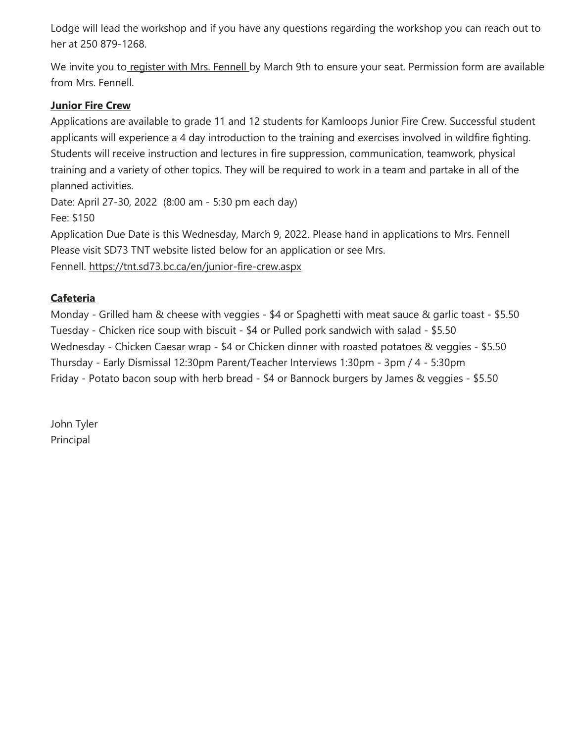Lodge will lead the workshop and if you have any questions regarding the workshop you can reach out to her at 250 879-1268.

We invite you to register with Mrs. Fennell by March 9th to ensure your seat. Permission form are available from Mrs. Fennell.

**Junior Fire Crew**

Applications are available to grade 11 and 12 students for Kamloops Junior Fire Crew. Successful student applicants will experience a 4 day introduction to the training and exercises involved in wildfire fighting. Students will receive instruction and lectures in fire suppression, communication, teamwork, physical training and a variety of other topics. They will be required to work in a team and partake in all of the planned activities.

Date: April 27-30, 2022 (8:00 am - 5:30 pm each day)
Fee: $150
Application Due Date is this Wednesday, March 9, 2022. Please hand in applications to Mrs. Fennell
Please visit SD73 TNT website listed below for an application or see Mrs. Fennell. https://tnt.sd73.bc.ca/en/junior-fire-crew.aspx

**Cafeteria**

Monday - Grilled ham & cheese with veggies - $4 or Spaghetti with meat sauce & garlic toast - $5.50
Tuesday - Chicken rice soup with biscuit - $4 or Pulled pork sandwich with salad - $5.50
Wednesday - Chicken Caesar wrap - $4 or Chicken dinner with roasted potatoes & veggies - $5.50
Thursday - Early Dismissal 12:30pm Parent/Teacher Interviews 1:30pm - 3pm / 4 - 5:30pm
Friday - Potato bacon soup with herb bread - $4 or Bannock burgers by James & veggies - $5.50

John Tyler
Principal